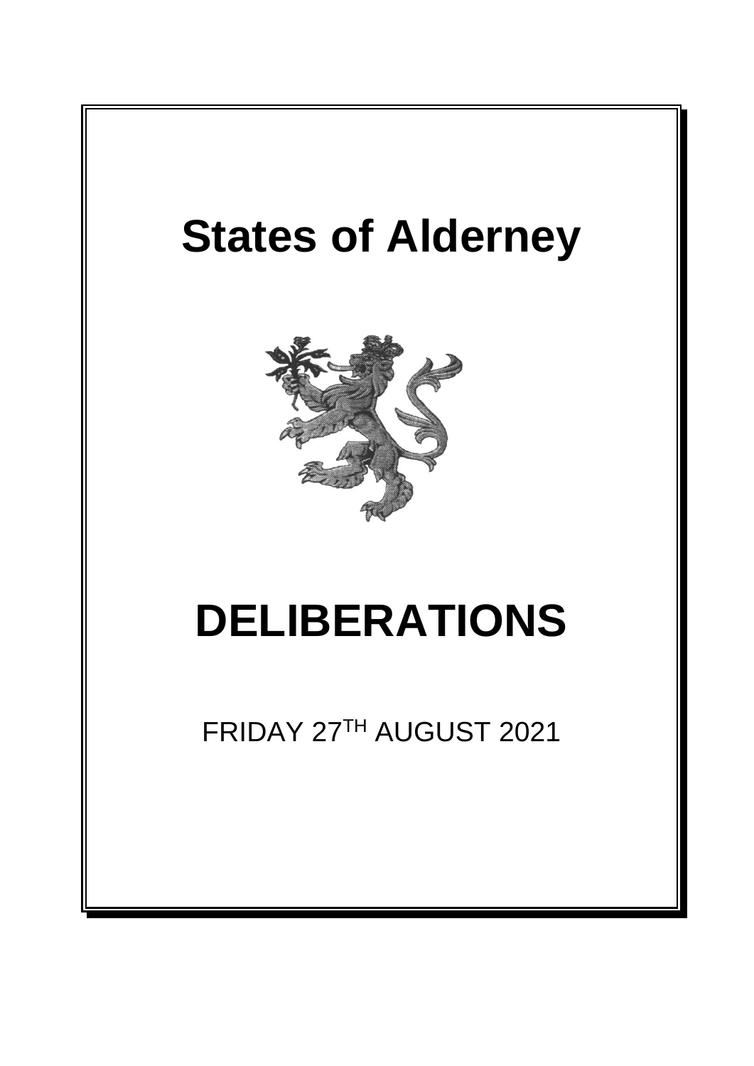# States of Alderney

# DELIBERATIONS

FRIDAY 27TH AUGUST 2021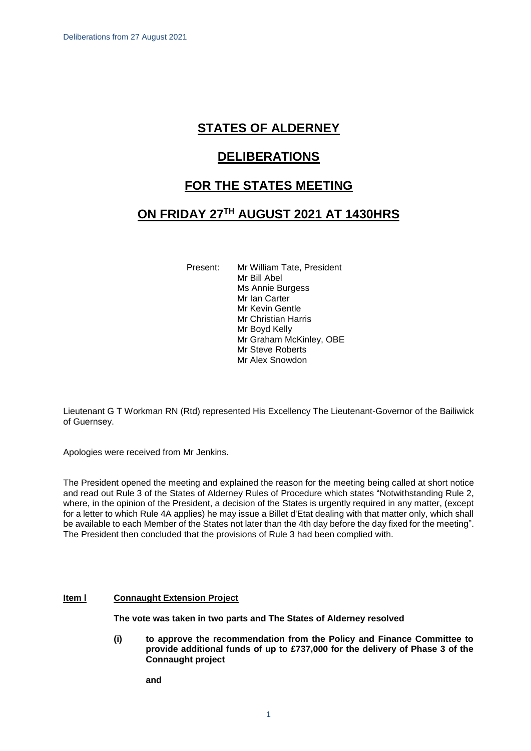# STATES OF ALDERNEY

# DELIBERATIONS

# FOR THE STATES MEETING

# ON FRIDAY 27TH AUGUST 2021 AT 1430HRS

Present: Mr William Tate, President
Mr Bill Abel
Ms Annie Burgess
Mr Ian Carter
Mr Kevin Gentle
Mr Christian Harris
Mr Boyd Kelly
Mr Graham McKinley, OBE
Mr Steve Roberts
Mr Alex Snowdon

Lieutenant G T Workman RN (Rtd) represented His Excellency The Lieutenant-Governor of the Bailiwick of Guernsey.

Apologies were received from Mr Jenkins.

The President opened the meeting and explained the reason for the meeting being called at short notice and read out Rule 3 of the States of Alderney Rules of Procedure which states "Notwithstanding Rule 2, where, in the opinion of the President, a decision of the States is urgently required in any matter, (except for a letter to which Rule 4A applies) he may issue a Billet d'Etat dealing with that matter only, which shall be available to each Member of the States not later than the 4th day before the day fixed for the meeting". The President then concluded that the provisions of Rule 3 had been complied with.

**Item l** **Connaught Extension Project**

**The vote was taken in two parts and The States of Alderney resolved**

**(i) to approve the recommendation from the Policy and Finance Committee to provide additional funds of up to £737,000 for the delivery of Phase 3 of the Connaught project**

**and**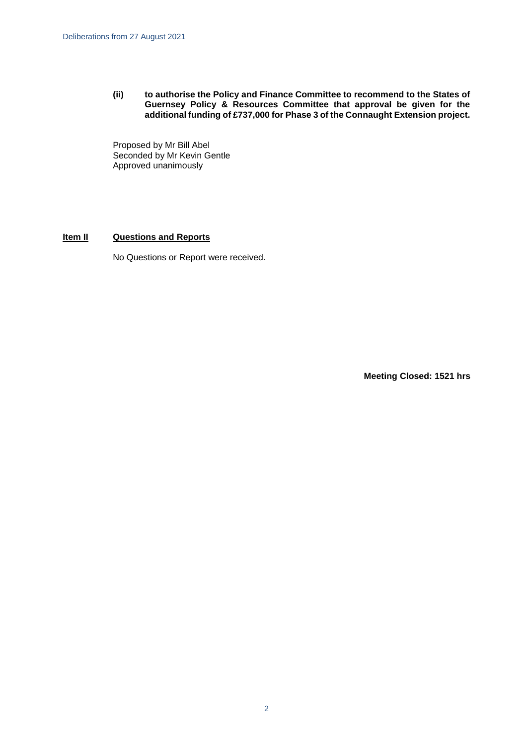**(ii) to authorise the Policy and Finance Committee to recommend to the States of Guernsey Policy & Resources Committee that approval be given for the additional funding of £737,000 for Phase 3 of the Connaught Extension project.**

Proposed by Mr Bill Abel
Seconded by Mr Kevin Gentle
Approved unanimously

**Item II** **Questions and Reports**

No Questions or Report were received.

**Meeting Closed: 1521 hrs**